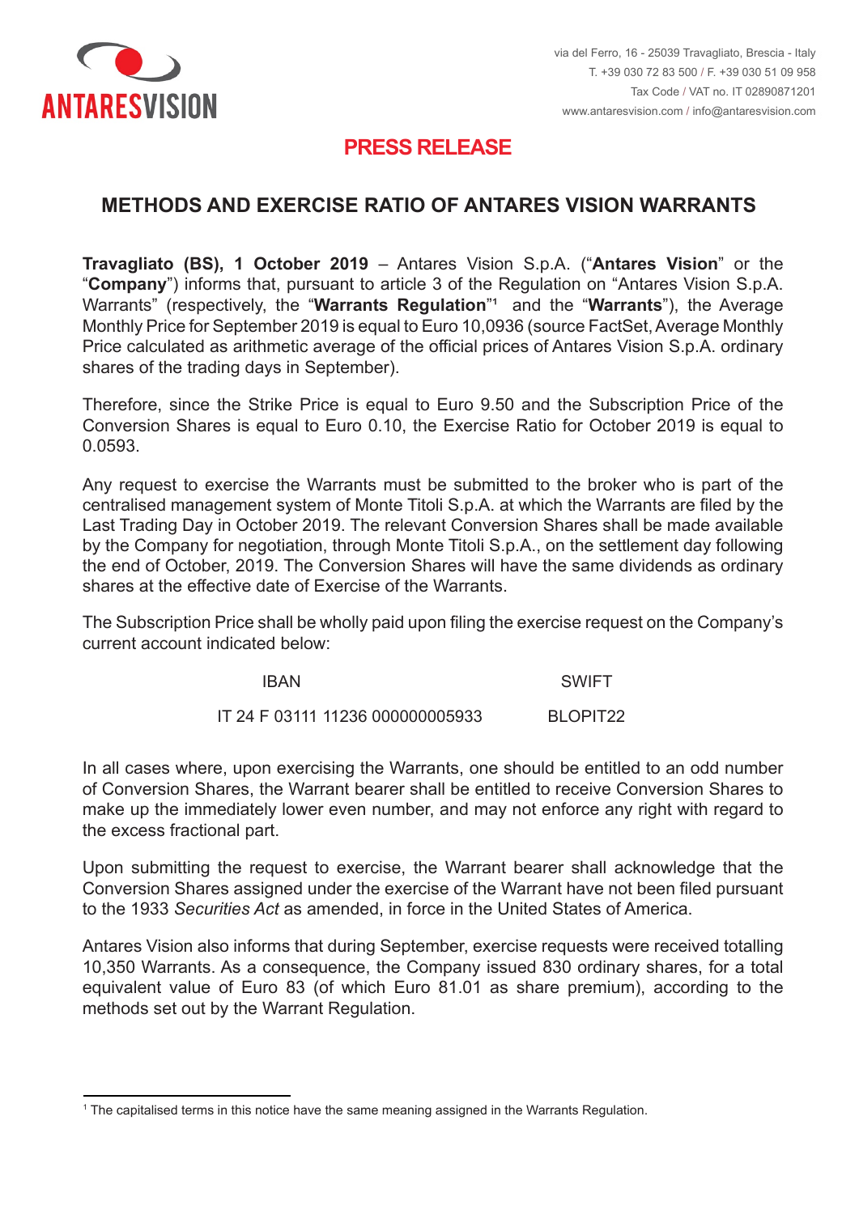ANTARESVISION

via del Ferro, 16 - 25039 Travagliato, Brescia - Italy
T. +39 030 72 83 500 / F. +39 030 51 09 958
Tax Code / VAT no. IT 02890871201
www.antaresvision.com / info@antaresvision.com

# PRESS RELEASE

## METHODS AND EXERCISE RATIO OF ANTARES VISION WARRANTS

**Travagliato (BS), 1 October 2019** – Antares Vision S.p.A. ("**Antares Vision**" or the "**Company**") informs that, pursuant to article 3 of the Regulation on "Antares Vision S.p.A. Warrants" (respectively, the "**Warrants Regulation**"[1] and the "**Warrants**"), the Average Monthly Price for September 2019 is equal to Euro 10,0936 (source FactSet, Average Monthly Price calculated as arithmetic average of the official prices of Antares Vision S.p.A. ordinary shares of the trading days in September).

Therefore, since the Strike Price is equal to Euro 9.50 and the Subscription Price of the Conversion Shares is equal to Euro 0.10, the Exercise Ratio for October 2019 is equal to 0.0593.

Any request to exercise the Warrants must be submitted to the broker who is part of the centralised management system of Monte Titoli S.p.A. at which the Warrants are filed by the Last Trading Day in October 2019. The relevant Conversion Shares shall be made available by the Company for negotiation, through Monte Titoli S.p.A., on the settlement day following the end of October, 2019. The Conversion Shares will have the same dividends as ordinary shares at the effective date of Exercise of the Warrants.

The Subscription Price shall be wholly paid upon filing the exercise request on the Company's current account indicated below:

| IBAN | SWIFT |
|---|---|
| IT 24 F 03111 11236 000000005933 | BLOPIT22 |

In all cases where, upon exercising the Warrants, one should be entitled to an odd number of Conversion Shares, the Warrant bearer shall be entitled to receive Conversion Shares to make up the immediately lower even number, and may not enforce any right with regard to the excess fractional part.

Upon submitting the request to exercise, the Warrant bearer shall acknowledge that the Conversion Shares assigned under the exercise of the Warrant have not been filed pursuant to the 1933 *Securities Act* as amended, in force in the United States of America.

Antares Vision also informs that during September, exercise requests were received totalling 10,350 Warrants. As a consequence, the Company issued 830 ordinary shares, for a total equivalent value of Euro 83 (of which Euro 81.01 as share premium), according to the methods set out by the Warrant Regulation.

[1] The capitalised terms in this notice have the same meaning assigned in the Warrants Regulation.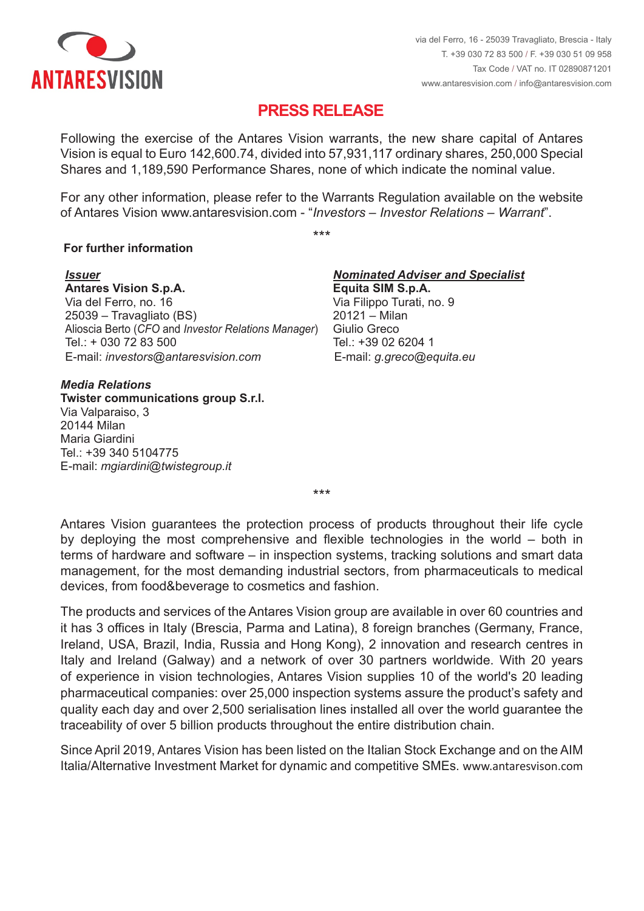## PRESS RELEASE

Following the exercise of the Antares Vision warrants, the new share capital of Antares Vision is equal to Euro 142,600.74, divided into 57,931,117 ordinary shares, 250,000 Special Shares and 1,189,590 Performance Shares, none of which indicate the nominal value.

For any other information, please refer to the Warrants Regulation available on the website of Antares Vision www.antaresvision.com - "*Investors – Investor Relations – Warrant*".

***

**For further information**

***Issuer***
**Antares Vision S.p.A.**
Via del Ferro, no. 16
25039 – Travagliato (BS)
Alioscia Berto (*CFO* and *Investor Relations Manager*)
Tel.: + 030 72 83 500
E-mail: *investors@antaresvision.com*

***Nominated Adviser and Specialist***
**Equita SIM S.p.A.**
Via Filippo Turati, no. 9
20121 – Milan
Giulio Greco
Tel.: +39 02 6204 1
E-mail: *g.greco@equita.eu*

***Media Relations***
**Twister communications group S.r.l.**
Via Valparaiso, 3
20144 Milan
Maria Giardini
Tel.: +39 340 5104775
E-mail: *mgiardini@twistegroup.it*

***

Antares Vision guarantees the protection process of products throughout their life cycle by deploying the most comprehensive and flexible technologies in the world – both in terms of hardware and software – in inspection systems, tracking solutions and smart data management, for the most demanding industrial sectors, from pharmaceuticals to medical devices, from food&beverage to cosmetics and fashion.

The products and services of the Antares Vision group are available in over 60 countries and it has 3 offices in Italy (Brescia, Parma and Latina), 8 foreign branches (Germany, France, Ireland, USA, Brazil, India, Russia and Hong Kong), 2 innovation and research centres in Italy and Ireland (Galway) and a network of over 30 partners worldwide. With 20 years of experience in vision technologies, Antares Vision supplies 10 of the world's 20 leading pharmaceutical companies: over 25,000 inspection systems assure the product's safety and quality each day and over 2,500 serialisation lines installed all over the world guarantee the traceability of over 5 billion products throughout the entire distribution chain.

Since April 2019, Antares Vision has been listed on the Italian Stock Exchange and on the AIM Italia/Alternative Investment Market for dynamic and competitive SMEs. www.antaresvison.com